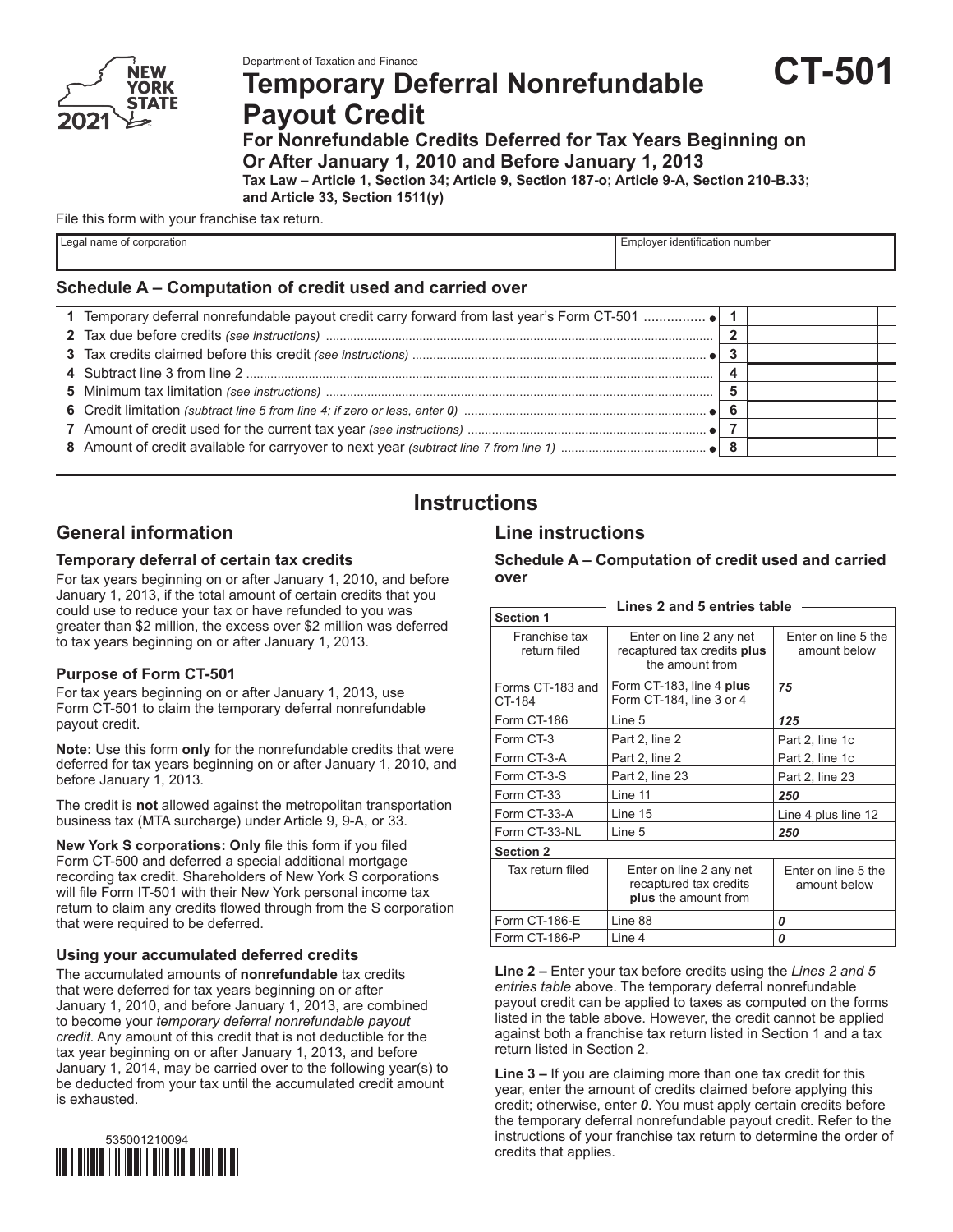Department of Taxation and Finance

# Temporary Deferral Nonrefundable Payout Credit

**CT-501**

2021

### For Nonrefundable Credits Deferred for Tax Years Beginning on Or After January 1, 2010 and Before January 1, 2013

**Tax Law – Article 1, Section 34; Article 9, Section 187-o; Article 9-A, Section 210-B.33; and Article 33, Section 1511(y)**

File this form with your franchise tax return.

| Legal name of corporation | Employer identification number |
|---|---|
| | |

## Schedule A – Computation of credit used and carried over

| | | | |
|---|---|---|---|
| 1 | Temporary deferral nonrefundable payout credit carry forward from last year's Form CT-501 ● | 1 | |
| 2 | Tax due before credits *(see instructions)* | 2 | |
| 3 | Tax credits claimed before this credit *(see instructions)* ● | 3 | |
| 4 | Subtract line 3 from line 2 | 4 | |
| 5 | Minimum tax limitation *(see instructions)* | 5 | |
| 6 | Credit limitation *(subtract line 5 from line 4; if zero or less, enter 0)* ● | 6 | |
| 7 | Amount of credit used for the current tax year *(see instructions)* ● | 7 | |
| 8 | Amount of credit available for carryover to next year *(subtract line 7 from line 1)* ● | 8 | |

# Instructions

## General information

### Temporary deferral of certain tax credits

For tax years beginning on or after January 1, 2010, and before January 1, 2013, if the total amount of certain credits that you could use to reduce your tax or have refunded to you was greater than $2 million, the excess over $2 million was deferred to tax years beginning on or after January 1, 2013.

### Purpose of Form CT-501

For tax years beginning on or after January 1, 2013, use Form CT-501 to claim the temporary deferral nonrefundable payout credit.

**Note:** Use this form **only** for the nonrefundable credits that were deferred for tax years beginning on or after January 1, 2010, and before January 1, 2013.

The credit is **not** allowed against the metropolitan transportation business tax (MTA surcharge) under Article 9, 9-A, or 33.

**New York S corporations: Only** file this form if you filed Form CT-500 and deferred a special additional mortgage recording tax credit. Shareholders of New York S corporations will file Form IT-501 with their New York personal income tax return to claim any credits flowed through from the S corporation that were required to be deferred.

### Using your accumulated deferred credits

The accumulated amounts of **nonrefundable** tax credits that were deferred for tax years beginning on or after January 1, 2010, and before January 1, 2013, are combined to become your *temporary deferral nonrefundable payout credit.* Any amount of this credit that is not deductible for the tax year beginning on or after January 1, 2013, and before January 1, 2014, may be carried over to the following year(s) to be deducted from your tax until the accumulated credit amount is exhausted.

## Line instructions

### Schedule A – Computation of credit used and carried over

**Lines 2 and 5 entries table**

| **Section 1** | | |
|---|---|---|
| Franchise tax return filed | Enter on line 2 any net recaptured tax credits **plus** the amount from | Enter on line 5 the amount below |
| Forms CT-183 and CT-184 | Form CT-183, line 4 **plus** Form CT-184, line 3 or 4 | ***75*** |
| Form CT-186 | Line 5 | ***125*** |
| Form CT-3 | Part 2, line 2 | Part 2, line 1c |
| Form CT-3-A | Part 2, line 2 | Part 2, line 1c |
| Form CT-3-S | Part 2, line 23 | Part 2, line 23 |
| Form CT-33 | Line 11 | ***250*** |
| Form CT-33-A | Line 15 | Line 4 plus line 12 |
| Form CT-33-NL | Line 5 | ***250*** |
| **Section 2** | | |
| Tax return filed | Enter on line 2 any net recaptured tax credits **plus** the amount from | Enter on line 5 the amount below |
| Form CT-186-E | Line 88 | ***0*** |
| Form CT-186-P | Line 4 | ***0*** |

**Line 2 –** Enter your tax before credits using the *Lines 2 and 5 entries table* above. The temporary deferral nonrefundable payout credit can be applied to taxes as computed on the forms listed in the table above. However, the credit cannot be applied against both a franchise tax return listed in Section 1 and a tax return listed in Section 2.

**Line 3 –** If you are claiming more than one tax credit for this year, enter the amount of credits claimed before applying this credit; otherwise, enter ***0***. You must apply certain credits before the temporary deferral nonrefundable payout credit. Refer to the instructions of your franchise tax return to determine the order of credits that applies.

535001210094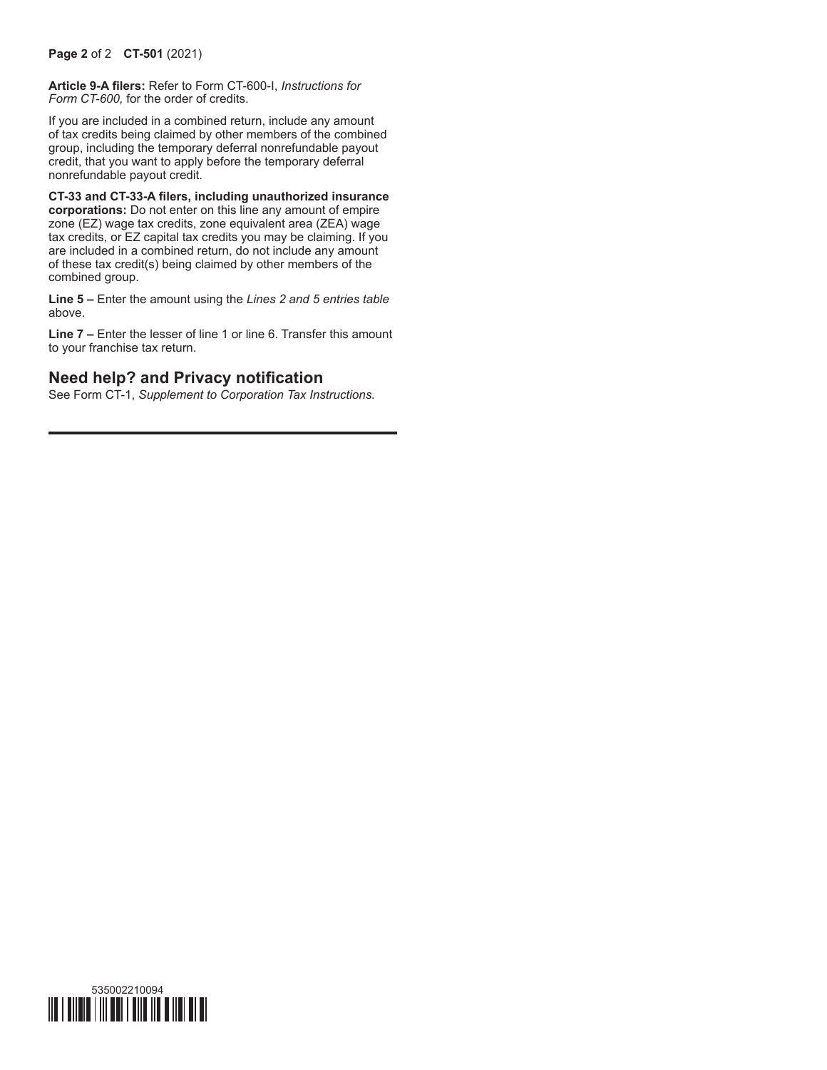**Article 9-A filers:** Refer to Form CT-600-I, *Instructions for Form CT-600,* for the order of credits.

If you are included in a combined return, include any amount of tax credits being claimed by other members of the combined group, including the temporary deferral nonrefundable payout credit, that you want to apply before the temporary deferral nonrefundable payout credit.

**CT-33 and CT-33-A filers, including unauthorized insurance corporations:** Do not enter on this line any amount of empire zone (EZ) wage tax credits, zone equivalent area (ZEA) wage tax credits, or EZ capital tax credits you may be claiming. If you are included in a combined return, do not include any amount of these tax credit(s) being claimed by other members of the combined group.

**Line 5 –** Enter the amount using the *Lines 2 and 5 entries table* above.

**Line 7 –** Enter the lesser of line 1 or line 6. Transfer this amount to your franchise tax return.

## Need help? and Privacy notification

See Form CT-1, *Supplement to Corporation Tax Instructions.*

535002210094